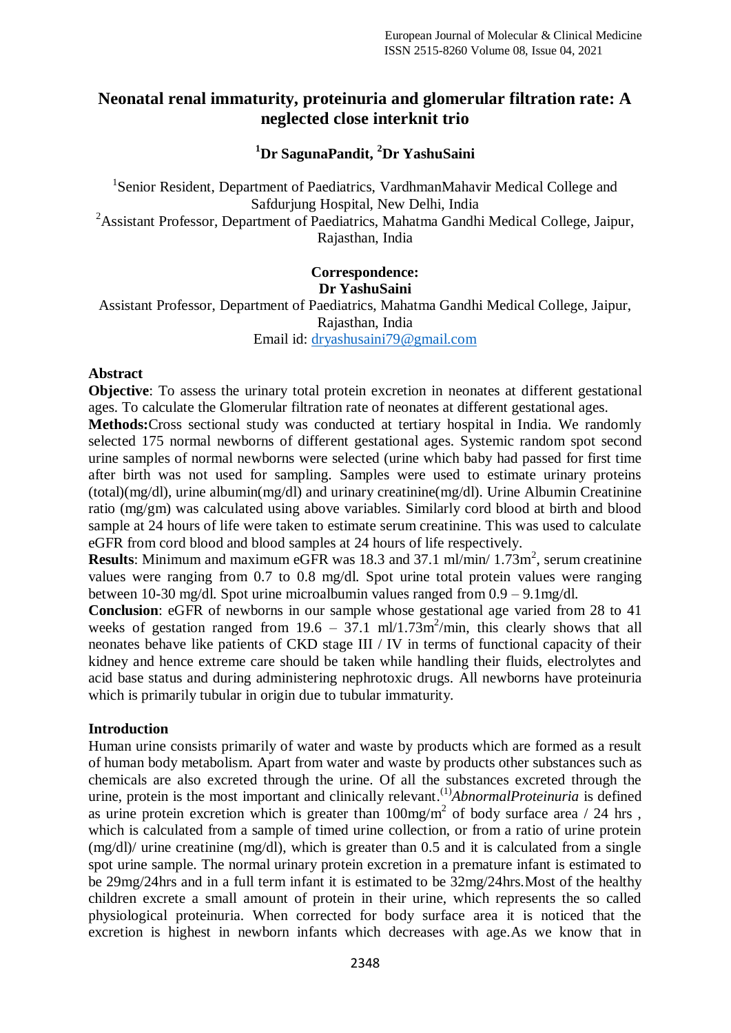# Neonatal renal immaturity, proteinuria and glomerular filtration rate: A neglected close interknit trio

**[1]Dr SagunaPandit, [2]Dr YashuSaini**

[1]Senior Resident, Department of Paediatrics, VardhmanMahavir Medical College and Safdurjung Hospital, New Delhi, India

[2]Assistant Professor, Department of Paediatrics, Mahatma Gandhi Medical College, Jaipur, Rajasthan, India

**Correspondence:**
**Dr YashuSaini**
Assistant Professor, Department of Paediatrics, Mahatma Gandhi Medical College, Jaipur, Rajasthan, India
Email id: dryashusaini79@gmail.com

## Abstract

**Objective**: To assess the urinary total protein excretion in neonates at different gestational ages. To calculate the Glomerular filtration rate of neonates at different gestational ages.

**Methods:**Cross sectional study was conducted at tertiary hospital in India. We randomly selected 175 normal newborns of different gestational ages. Systemic random spot second urine samples of normal newborns were selected (urine which baby had passed for first time after birth was not used for sampling. Samples were used to estimate urinary proteins (total)(mg/dl), urine albumin(mg/dl) and urinary creatinine(mg/dl). Urine Albumin Creatinine ratio (mg/gm) was calculated using above variables. Similarly cord blood at birth and blood sample at 24 hours of life were taken to estimate serum creatinine. This was used to calculate eGFR from cord blood and blood samples at 24 hours of life respectively.

**Results**: Minimum and maximum eGFR was 18.3 and 37.1 ml/min/ 1.73m$^2$, serum creatinine values were ranging from 0.7 to 0.8 mg/dl. Spot urine total protein values were ranging between 10-30 mg/dl. Spot urine microalbumin values ranged from 0.9 – 9.1mg/dl.

**Conclusion**: eGFR of newborns in our sample whose gestational age varied from 28 to 41 weeks of gestation ranged from 19.6 – 37.1 ml/1.73m$^2$/min, this clearly shows that all neonates behave like patients of CKD stage III / IV in terms of functional capacity of their kidney and hence extreme care should be taken while handling their fluids, electrolytes and acid base status and during administering nephrotoxic drugs. All newborns have proteinuria which is primarily tubular in origin due to tubular immaturity.

## Introduction

Human urine consists primarily of water and waste by products which are formed as a result of human body metabolism. Apart from water and waste by products other substances such as chemicals are also excreted through the urine. Of all the substances excreted through the urine, protein is the most important and clinically relevant.[(1)]*AbnormalProteinuria* is defined as urine protein excretion which is greater than 100mg/m$^2$ of body surface area / 24 hrs , which is calculated from a sample of timed urine collection, or from a ratio of urine protein (mg/dl)/ urine creatinine (mg/dl), which is greater than 0.5 and it is calculated from a single spot urine sample. The normal urinary protein excretion in a premature infant is estimated to be 29mg/24hrs and in a full term infant it is estimated to be 32mg/24hrs.Most of the healthy children excrete a small amount of protein in their urine, which represents the so called physiological proteinuria. When corrected for body surface area it is noticed that the excretion is highest in newborn infants which decreases with age.As we know that in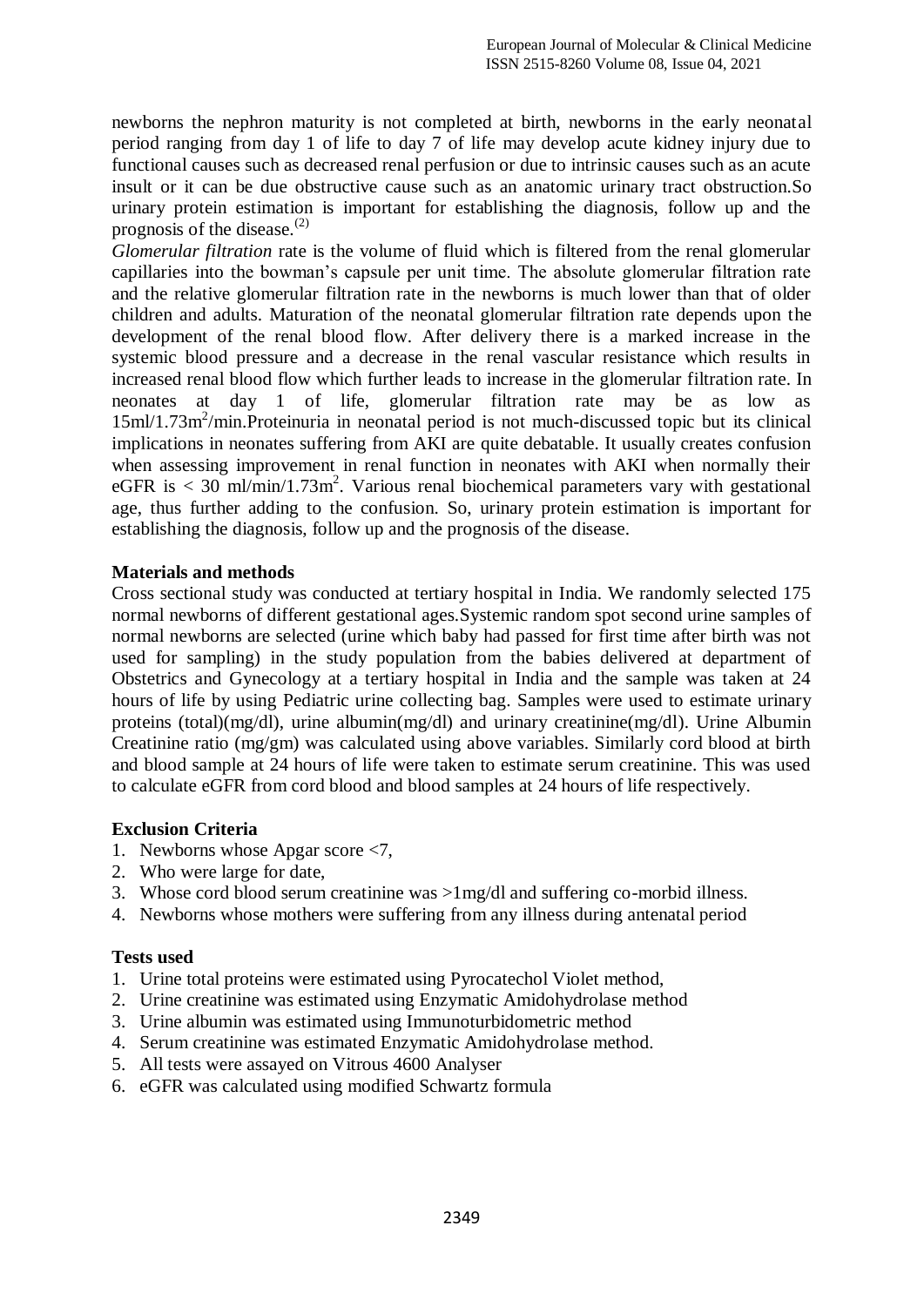newborns the nephron maturity is not completed at birth, newborns in the early neonatal period ranging from day 1 of life to day 7 of life may develop acute kidney injury due to functional causes such as decreased renal perfusion or due to intrinsic causes such as an acute insult or it can be due obstructive cause such as an anatomic urinary tract obstruction.So urinary protein estimation is important for establishing the diagnosis, follow up and the prognosis of the disease.[2]

*Glomerular filtration* rate is the volume of fluid which is filtered from the renal glomerular capillaries into the bowman's capsule per unit time. The absolute glomerular filtration rate and the relative glomerular filtration rate in the newborns is much lower than that of older children and adults. Maturation of the neonatal glomerular filtration rate depends upon the development of the renal blood flow. After delivery there is a marked increase in the systemic blood pressure and a decrease in the renal vascular resistance which results in increased renal blood flow which further leads to increase in the glomerular filtration rate. In neonates at day 1 of life, glomerular filtration rate may be as low as $15ml/1.73m^2/min$.Proteinuria in neonatal period is not much-discussed topic but its clinical implications in neonates suffering from AKI are quite debatable. It usually creates confusion when assessing improvement in renal function in neonates with AKI when normally their eGFR is $< 30\ ml/min/1.73m^2$. Various renal biochemical parameters vary with gestational age, thus further adding to the confusion. So, urinary protein estimation is important for establishing the diagnosis, follow up and the prognosis of the disease.

## Materials and methods

Cross sectional study was conducted at tertiary hospital in India. We randomly selected 175 normal newborns of different gestational ages.Systemic random spot second urine samples of normal newborns are selected (urine which baby had passed for first time after birth was not used for sampling) in the study population from the babies delivered at department of Obstetrics and Gynecology at a tertiary hospital in India and the sample was taken at 24 hours of life by using Pediatric urine collecting bag. Samples were used to estimate urinary proteins (total)(mg/dl), urine albumin(mg/dl) and urinary creatinine(mg/dl). Urine Albumin Creatinine ratio (mg/gm) was calculated using above variables. Similarly cord blood at birth and blood sample at 24 hours of life were taken to estimate serum creatinine. This was used to calculate eGFR from cord blood and blood samples at 24 hours of life respectively.

## Exclusion Criteria

1. Newborns whose Apgar score <7,
2. Who were large for date,
3. Whose cord blood serum creatinine was >1mg/dl and suffering co-morbid illness.
4. Newborns whose mothers were suffering from any illness during antenatal period

## Tests used

1. Urine total proteins were estimated using Pyrocatechol Violet method,
2. Urine creatinine was estimated using Enzymatic Amidohydrolase method
3. Urine albumin was estimated using Immunoturbidometric method
4. Serum creatinine was estimated Enzymatic Amidohydrolase method.
5. All tests were assayed on Vitrous 4600 Analyser
6. eGFR was calculated using modified Schwartz formula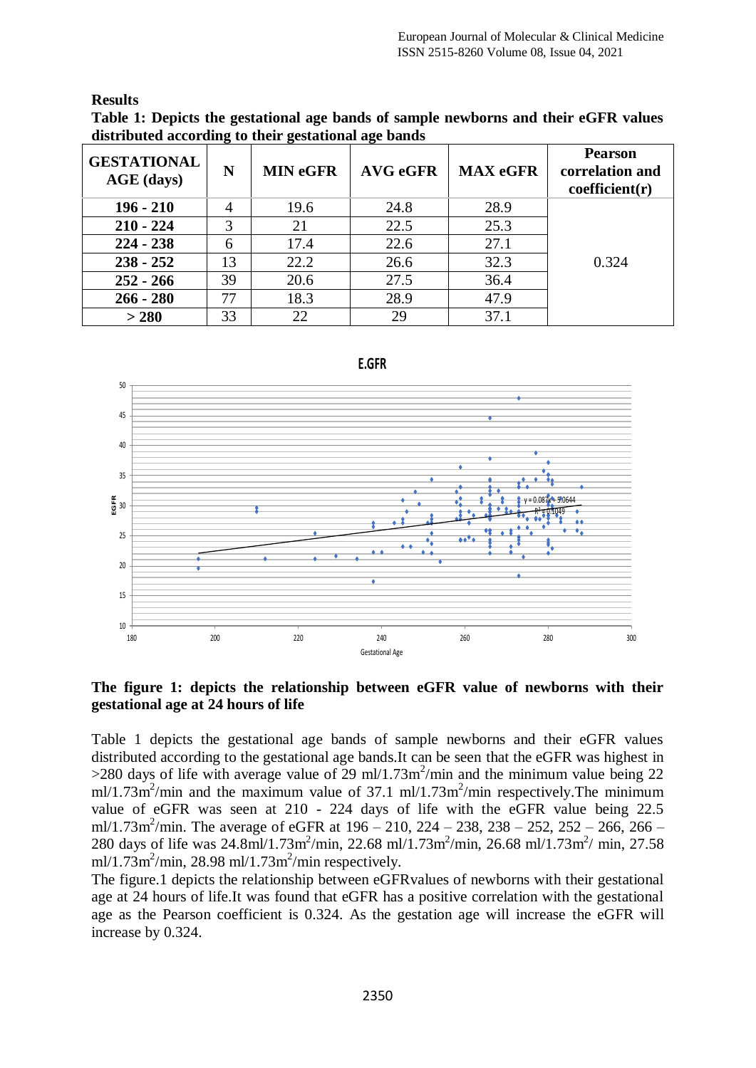**Results**

**Table 1: Depicts the gestational age bands of sample newborns and their eGFR values distributed according to their gestational age bands**

| GESTATIONAL AGE (days) | N | MIN eGFR | AVG eGFR | MAX eGFR | Pearson correlation and coefficient(r) |
|---|---|---|---|---|---|
| 196 - 210 | 4 | 19.6 | 24.8 | 28.9 | 0.324 |
| 210 - 224 | 3 | 21 | 22.5 | 25.3 | |
| 224 - 238 | 6 | 17.4 | 22.6 | 27.1 | |
| 238 - 252 | 13 | 22.2 | 26.6 | 32.3 | |
| 252 - 266 | 39 | 20.6 | 27.5 | 36.4 | |
| 266 - 280 | 77 | 18.3 | 28.9 | 47.9 | |
| > 280 | 33 | 22 | 29 | 37.1 | |

**The figure 1: depicts the relationship between eGFR value of newborns with their gestational age at 24 hours of life**

Table 1 depicts the gestational age bands of sample newborns and their eGFR values distributed according to the gestational age bands.It can be seen that the eGFR was highest in >280 days of life with average value of 29 ml/1.73m$^2$/min and the minimum value being 22 ml/1.73m$^2$/min and the maximum value of 37.1 ml/1.73m$^2$/min respectively.The minimum value of eGFR was seen at 210 - 224 days of life with the eGFR value being 22.5 ml/1.73m$^2$/min. The average of eGFR at 196 – 210, 224 – 238, 238 – 252, 252 – 266, 266 – 280 days of life was 24.8ml/1.73m$^2$/min, 22.68 ml/1.73m$^2$/min, 26.68 ml/1.73m$^2$/ min, 27.58 ml/1.73m$^2$/min, 28.98 ml/1.73m$^2$/min respectively.

The figure.1 depicts the relationship between eGFRvalues of newborns with their gestational age at 24 hours of life.It was found that eGFR has a positive correlation with the gestational age as the Pearson coefficient is 0.324. As the gestation age will increase the eGFR will increase by 0.324.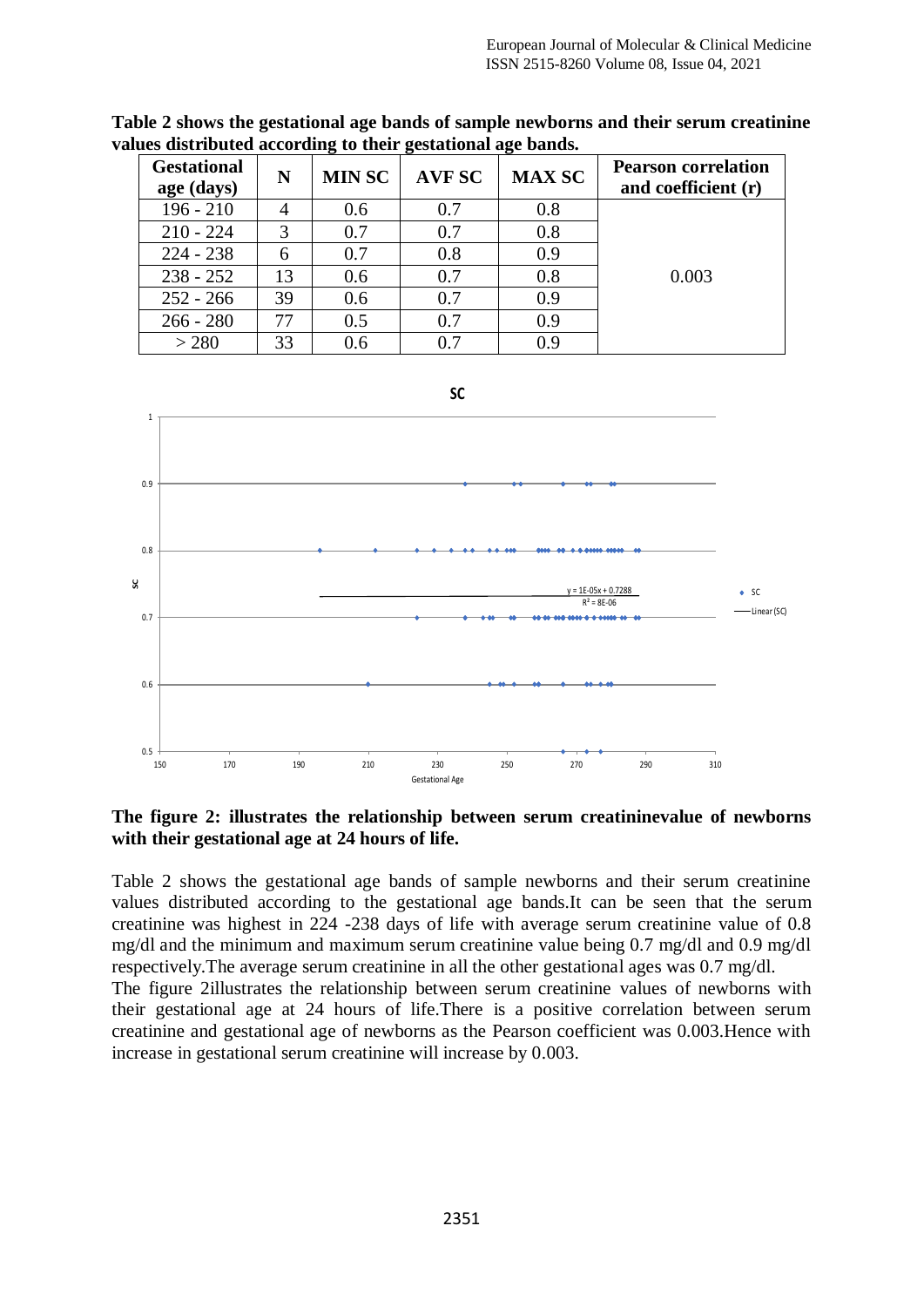**Table 2 shows the gestational age bands of sample newborns and their serum creatinine values distributed according to their gestational age bands.**

| Gestational age (days) | N | MIN SC | AVF SC | MAX SC | Pearson correlation and coefficient (r) |
|---|---|---|---|---|---|
| 196 - 210 | 4 | 0.6 | 0.7 | 0.8 | 0.003 |
| 210 - 224 | 3 | 0.7 | 0.7 | 0.8 | |
| 224 - 238 | 6 | 0.7 | 0.8 | 0.9 | |
| 238 - 252 | 13 | 0.6 | 0.7 | 0.8 | |
| 252 - 266 | 39 | 0.6 | 0.7 | 0.9 | |
| 266 - 280 | 77 | 0.5 | 0.7 | 0.9 | |
| > 280 | 33 | 0.6 | 0.7 | 0.9 | |

**The figure 2: illustrates the relationship between serum creatininevalue of newborns with their gestational age at 24 hours of life.**

Table 2 shows the gestational age bands of sample newborns and their serum creatinine values distributed according to the gestational age bands.It can be seen that the serum creatinine was highest in 224 -238 days of life with average serum creatinine value of 0.8 mg/dl and the minimum and maximum serum creatinine value being 0.7 mg/dl and 0.9 mg/dl respectively.The average serum creatinine in all the other gestational ages was 0.7 mg/dl.

The figure 2illustrates the relationship between serum creatinine values of newborns with their gestational age at 24 hours of life.There is a positive correlation between serum creatinine and gestational age of newborns as the Pearson coefficient was 0.003.Hence with increase in gestational serum creatinine will increase by 0.003.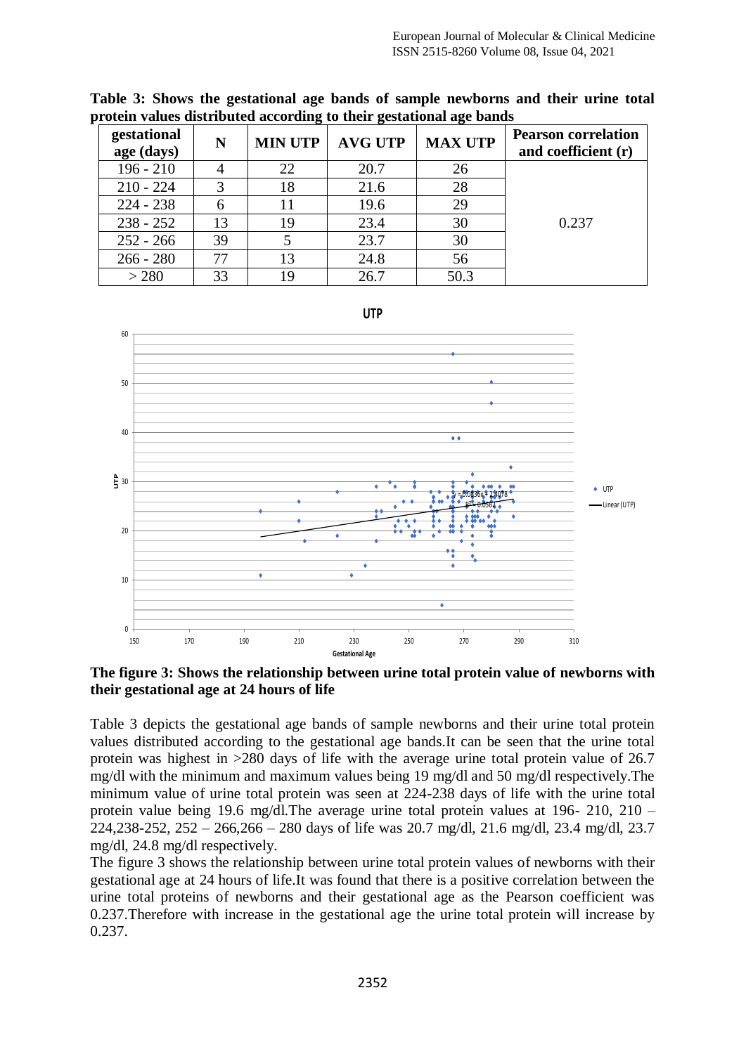**Table 3: Shows the gestational age bands of sample newborns and their urine total protein values distributed according to their gestational age bands**

| gestational age (days) | N | MIN UTP | AVG UTP | MAX UTP | Pearson correlation and coefficient (r) |
|---|---|---|---|---|---|
| 196 - 210 | 4 | 22 | 20.7 | 26 | 0.237 |
| 210 - 224 | 3 | 18 | 21.6 | 28 | |
| 224 - 238 | 6 | 11 | 19.6 | 29 | |
| 238 - 252 | 13 | 19 | 23.4 | 30 | |
| 252 - 266 | 39 | 5 | 23.7 | 30 | |
| 266 - 280 | 77 | 13 | 24.8 | 56 | |
| > 280 | 33 | 19 | 26.7 | 50.3 | |

**The figure 3: Shows the relationship between urine total protein value of newborns with their gestational age at 24 hours of life**

Table 3 depicts the gestational age bands of sample newborns and their urine total protein values distributed according to the gestational age bands.It can be seen that the urine total protein was highest in >280 days of life with the average urine total protein value of 26.7 mg/dl with the minimum and maximum values being 19 mg/dl and 50 mg/dl respectively.The minimum value of urine total protein was seen at 224-238 days of life with the urine total protein value being 19.6 mg/dl.The average urine total protein values at 196- 210, 210 – 224,238-252, 252 – 266,266 – 280 days of life was 20.7 mg/dl, 21.6 mg/dl, 23.4 mg/dl, 23.7 mg/dl, 24.8 mg/dl respectively.

The figure 3 shows the relationship between urine total protein values of newborns with their gestational age at 24 hours of life.It was found that there is a positive correlation between the urine total proteins of newborns and their gestational age as the Pearson coefficient was 0.237.Therefore with increase in the gestational age the urine total protein will increase by 0.237.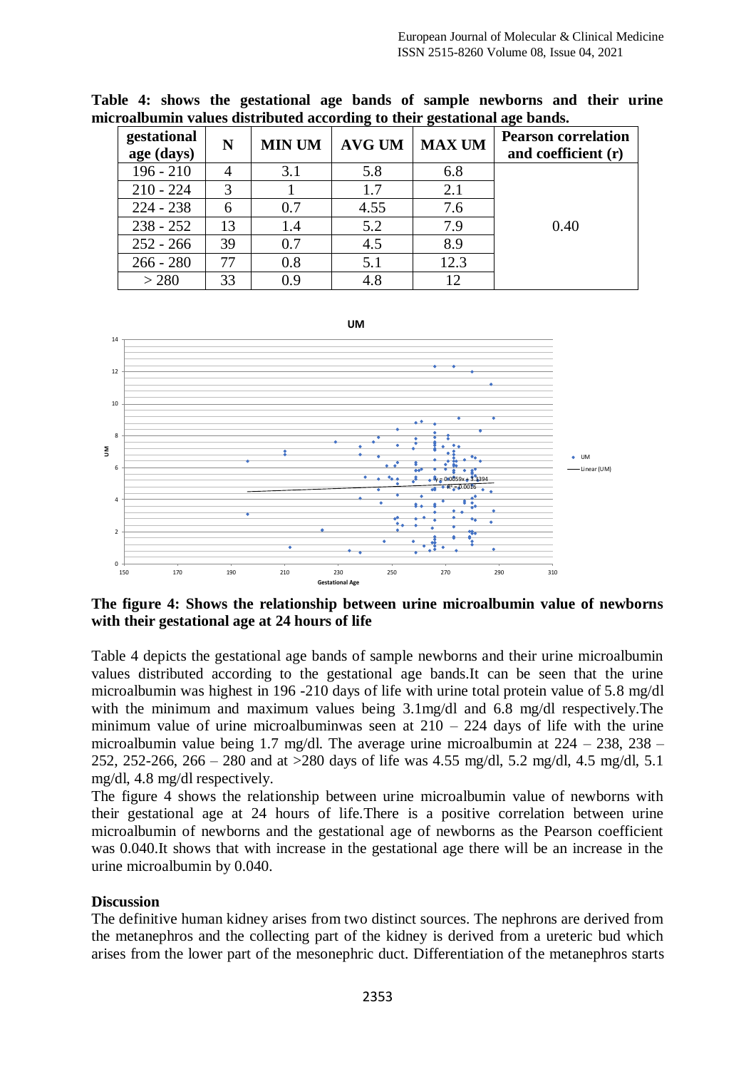**Table 4: shows the gestational age bands of sample newborns and their urine microalbumin values distributed according to their gestational age bands.**

| gestational age (days) | N | MIN UM | AVG UM | MAX UM | Pearson correlation and coefficient (r) |
|---|---|---|---|---|---|
| 196 - 210 | 4 | 3.1 | 5.8 | 6.8 | 0.40 |
| 210 - 224 | 3 | 1 | 1.7 | 2.1 | |
| 224 - 238 | 6 | 0.7 | 4.55 | 7.6 | |
| 238 - 252 | 13 | 1.4 | 5.2 | 7.9 | |
| 252 - 266 | 39 | 0.7 | 4.5 | 8.9 | |
| 266 - 280 | 77 | 0.8 | 5.1 | 12.3 | |
| > 280 | 33 | 0.9 | 4.8 | 12 | |

**The figure 4: Shows the relationship between urine microalbumin value of newborns with their gestational age at 24 hours of life**

Table 4 depicts the gestational age bands of sample newborns and their urine microalbumin values distributed according to the gestational age bands.It can be seen that the urine microalbumin was highest in 196 -210 days of life with urine total protein value of 5.8 mg/dl with the minimum and maximum values being 3.1mg/dl and 6.8 mg/dl respectively.The minimum value of urine microalbuminwas seen at 210 – 224 days of life with the urine microalbumin value being 1.7 mg/dl. The average urine microalbumin at 224 – 238, 238 – 252, 252-266, 266 – 280 and at >280 days of life was 4.55 mg/dl, 5.2 mg/dl, 4.5 mg/dl, 5.1 mg/dl, 4.8 mg/dl respectively.

The figure 4 shows the relationship between urine microalbumin value of newborns with their gestational age at 24 hours of life.There is a positive correlation between urine microalbumin of newborns and the gestational age of newborns as the Pearson coefficient was 0.040.It shows that with increase in the gestational age there will be an increase in the urine microalbumin by 0.040.

## Discussion

The definitive human kidney arises from two distinct sources. The nephrons are derived from the metanephros and the collecting part of the kidney is derived from a ureteric bud which arises from the lower part of the mesonephric duct. Differentiation of the metanephros starts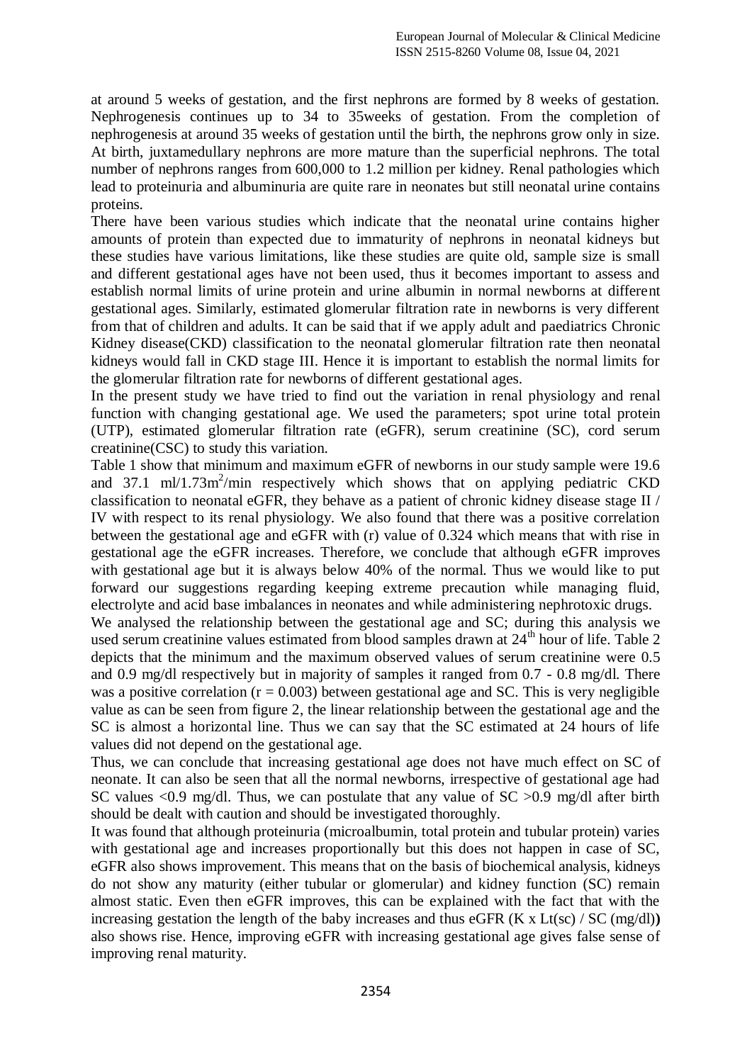at around 5 weeks of gestation, and the first nephrons are formed by 8 weeks of gestation. Nephrogenesis continues up to 34 to 35weeks of gestation. From the completion of nephrogenesis at around 35 weeks of gestation until the birth, the nephrons grow only in size. At birth, juxtamedullary nephrons are more mature than the superficial nephrons. The total number of nephrons ranges from 600,000 to 1.2 million per kidney. Renal pathologies which lead to proteinuria and albuminuria are quite rare in neonates but still neonatal urine contains proteins.

There have been various studies which indicate that the neonatal urine contains higher amounts of protein than expected due to immaturity of nephrons in neonatal kidneys but these studies have various limitations, like these studies are quite old, sample size is small and different gestational ages have not been used, thus it becomes important to assess and establish normal limits of urine protein and urine albumin in normal newborns at different gestational ages. Similarly, estimated glomerular filtration rate in newborns is very different from that of children and adults. It can be said that if we apply adult and paediatrics Chronic Kidney disease(CKD) classification to the neonatal glomerular filtration rate then neonatal kidneys would fall in CKD stage III. Hence it is important to establish the normal limits for the glomerular filtration rate for newborns of different gestational ages.

In the present study we have tried to find out the variation in renal physiology and renal function with changing gestational age. We used the parameters; spot urine total protein (UTP), estimated glomerular filtration rate (eGFR), serum creatinine (SC), cord serum creatinine(CSC) to study this variation.

Table 1 show that minimum and maximum eGFR of newborns in our study sample were 19.6 and 37.1 ml/1.73m$^2$/min respectively which shows that on applying pediatric CKD classification to neonatal eGFR, they behave as a patient of chronic kidney disease stage II / IV with respect to its renal physiology. We also found that there was a positive correlation between the gestational age and eGFR with (r) value of 0.324 which means that with rise in gestational age the eGFR increases. Therefore, we conclude that although eGFR improves with gestational age but it is always below 40% of the normal. Thus we would like to put forward our suggestions regarding keeping extreme precaution while managing fluid, electrolyte and acid base imbalances in neonates and while administering nephrotoxic drugs.

We analysed the relationship between the gestational age and SC; during this analysis we used serum creatinine values estimated from blood samples drawn at 24$^{th}$ hour of life. Table 2 depicts that the minimum and the maximum observed values of serum creatinine were 0.5 and 0.9 mg/dl respectively but in majority of samples it ranged from 0.7 - 0.8 mg/dl. There was a positive correlation ($r = 0.003$) between gestational age and SC. This is very negligible value as can be seen from figure 2, the linear relationship between the gestational age and the SC is almost a horizontal line. Thus we can say that the SC estimated at 24 hours of life values did not depend on the gestational age.

Thus, we can conclude that increasing gestational age does not have much effect on SC of neonate. It can also be seen that all the normal newborns, irrespective of gestational age had SC values <0.9 mg/dl. Thus, we can postulate that any value of SC >0.9 mg/dl after birth should be dealt with caution and should be investigated thoroughly.

It was found that although proteinuria (microalbumin, total protein and tubular protein) varies with gestational age and increases proportionally but this does not happen in case of SC, eGFR also shows improvement. This means that on the basis of biochemical analysis, kidneys do not show any maturity (either tubular or glomerular) and kidney function (SC) remain almost static. Even then eGFR improves, this can be explained with the fact that with the increasing gestation the length of the baby increases and thus eGFR (K x Lt(sc) / SC (mg/dl)**)** also shows rise. Hence, improving eGFR with increasing gestational age gives false sense of improving renal maturity.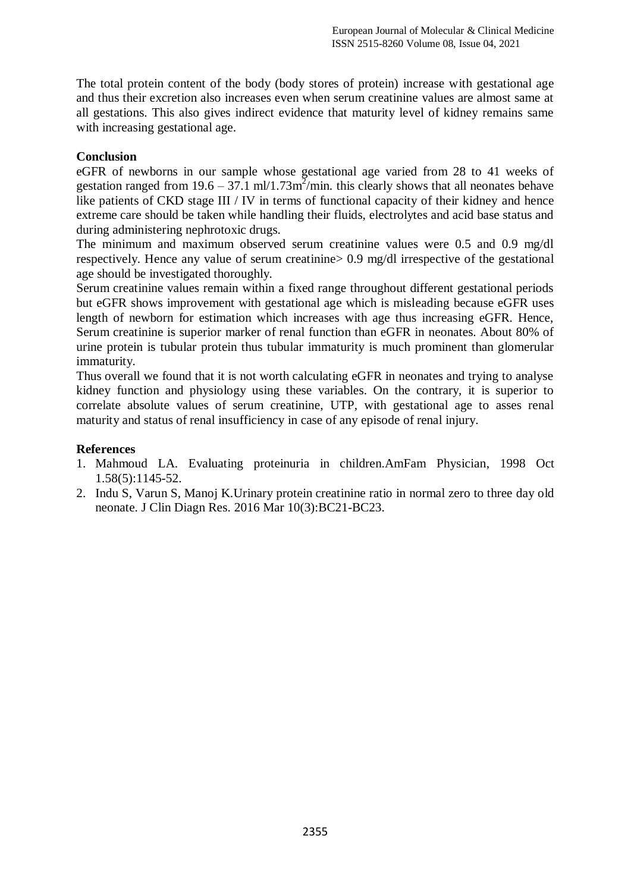The total protein content of the body (body stores of protein) increase with gestational age and thus their excretion also increases even when serum creatinine values are almost same at all gestations. This also gives indirect evidence that maturity level of kidney remains same with increasing gestational age.

## Conclusion

eGFR of newborns in our sample whose gestational age varied from 28 to 41 weeks of gestation ranged from 19.6 – 37.1 ml/1.73m$^2$/min. this clearly shows that all neonates behave like patients of CKD stage III / IV in terms of functional capacity of their kidney and hence extreme care should be taken while handling their fluids, electrolytes and acid base status and during administering nephrotoxic drugs.

The minimum and maximum observed serum creatinine values were 0.5 and 0.9 mg/dl respectively. Hence any value of serum creatinine> 0.9 mg/dl irrespective of the gestational age should be investigated thoroughly.

Serum creatinine values remain within a fixed range throughout different gestational periods but eGFR shows improvement with gestational age which is misleading because eGFR uses length of newborn for estimation which increases with age thus increasing eGFR. Hence, Serum creatinine is superior marker of renal function than eGFR in neonates. About 80% of urine protein is tubular protein thus tubular immaturity is much prominent than glomerular immaturity.

Thus overall we found that it is not worth calculating eGFR in neonates and trying to analyse kidney function and physiology using these variables. On the contrary, it is superior to correlate absolute values of serum creatinine, UTP, with gestational age to asses renal maturity and status of renal insufficiency in case of any episode of renal injury.

## References

1. Mahmoud LA. Evaluating proteinuria in children.AmFam Physician, 1998 Oct 1.58(5):1145-52.
2. Indu S, Varun S, Manoj K.Urinary protein creatinine ratio in normal zero to three day old neonate. J Clin Diagn Res. 2016 Mar 10(3):BC21-BC23.